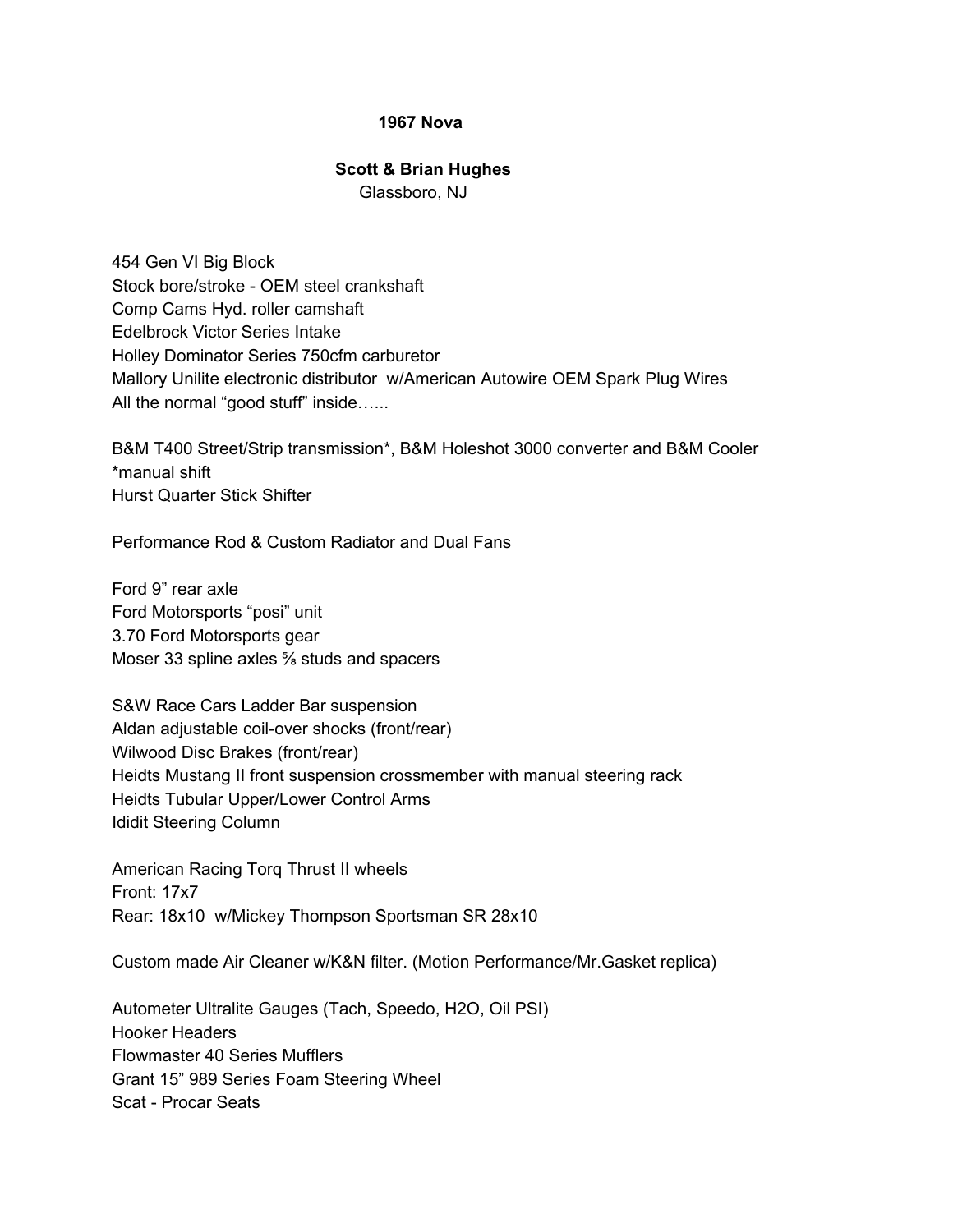**1967 Nova**

**Scott & Brian Hughes**
Glassboro, NJ

454 Gen VI Big Block
Stock bore/stroke - OEM steel crankshaft
Comp Cams Hyd. roller camshaft
Edelbrock Victor Series Intake
Holley Dominator Series 750cfm carburetor
Mallory Unilite electronic distributor  w/American Autowire OEM Spark Plug Wires
All the normal “good stuff” inside…...

B&M T400 Street/Strip transmission*, B&M Holeshot 3000 converter and B&M Cooler
*manual shift
Hurst Quarter Stick Shifter

Performance Rod & Custom Radiator and Dual Fans

Ford 9” rear axle
Ford Motorsports “posi” unit
3.70 Ford Motorsports gear
Moser 33 spline axles ⅝ studs and spacers

S&W Race Cars Ladder Bar suspension
Aldan adjustable coil-over shocks (front/rear)
Wilwood Disc Brakes (front/rear)
Heidts Mustang II front suspension crossmember with manual steering rack
Heidts Tubular Upper/Lower Control Arms
Ididit Steering Column

American Racing Torq Thrust II wheels
Front: 17x7
Rear: 18x10  w/Mickey Thompson Sportsman SR 28x10

Custom made Air Cleaner w/K&N filter. (Motion Performance/Mr.Gasket replica)

Autometer Ultralite Gauges (Tach, Speedo, H2O, Oil PSI)
Hooker Headers
Flowmaster 40 Series Mufflers
Grant 15” 989 Series Foam Steering Wheel
Scat - Procar Seats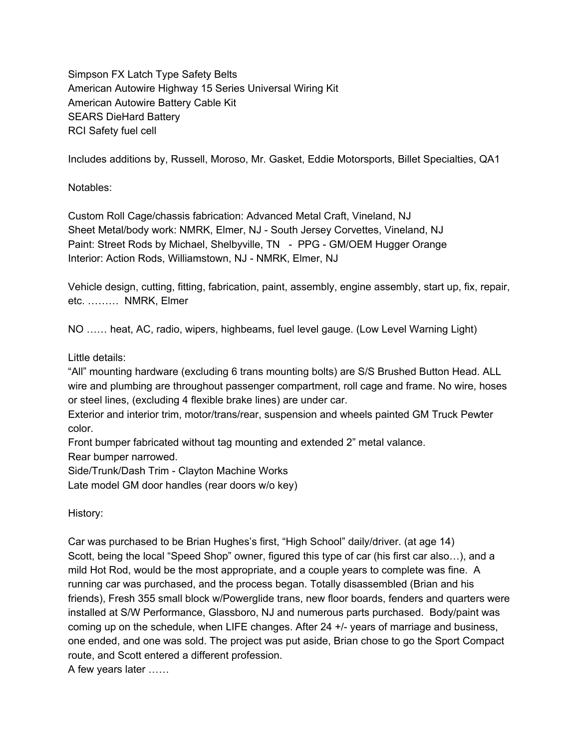Simpson FX Latch Type Safety Belts
American Autowire Highway 15 Series Universal Wiring Kit
American Autowire Battery Cable Kit
SEARS DieHard Battery
RCI Safety fuel cell

Includes additions by, Russell, Moroso, Mr. Gasket, Eddie Motorsports, Billet Specialties, QA1

Notables:

Custom Roll Cage/chassis fabrication: Advanced Metal Craft, Vineland, NJ
Sheet Metal/body work: NMRK, Elmer, NJ - South Jersey Corvettes, Vineland, NJ
Paint: Street Rods by Michael, Shelbyville, TN - PPG - GM/OEM Hugger Orange
Interior: Action Rods, Williamstown, NJ - NMRK, Elmer, NJ

Vehicle design, cutting, fitting, fabrication, paint, assembly, engine assembly, start up, fix, repair, etc. ……… NMRK, Elmer

NO …… heat, AC, radio, wipers, highbeams, fuel level gauge. (Low Level Warning Light)

Little details:
"All" mounting hardware (excluding 6 trans mounting bolts) are S/S Brushed Button Head. ALL wire and plumbing are throughout passenger compartment, roll cage and frame. No wire, hoses or steel lines, (excluding 4 flexible brake lines) are under car.
Exterior and interior trim, motor/trans/rear, suspension and wheels painted GM Truck Pewter color.
Front bumper fabricated without tag mounting and extended 2" metal valance.
Rear bumper narrowed.
Side/Trunk/Dash Trim - Clayton Machine Works
Late model GM door handles (rear doors w/o key)

History:

Car was purchased to be Brian Hughes's first, "High School" daily/driver. (at age 14)
Scott, being the local "Speed Shop" owner, figured this type of car (his first car also…), and a mild Hot Rod, would be the most appropriate, and a couple years to complete was fine. A running car was purchased, and the process began. Totally disassembled (Brian and his friends), Fresh 355 small block w/Powerglide trans, new floor boards, fenders and quarters were installed at S/W Performance, Glassboro, NJ and numerous parts purchased. Body/paint was coming up on the schedule, when LIFE changes. After 24 +/- years of marriage and business, one ended, and one was sold. The project was put aside, Brian chose to go the Sport Compact route, and Scott entered a different profession.
A few years later ……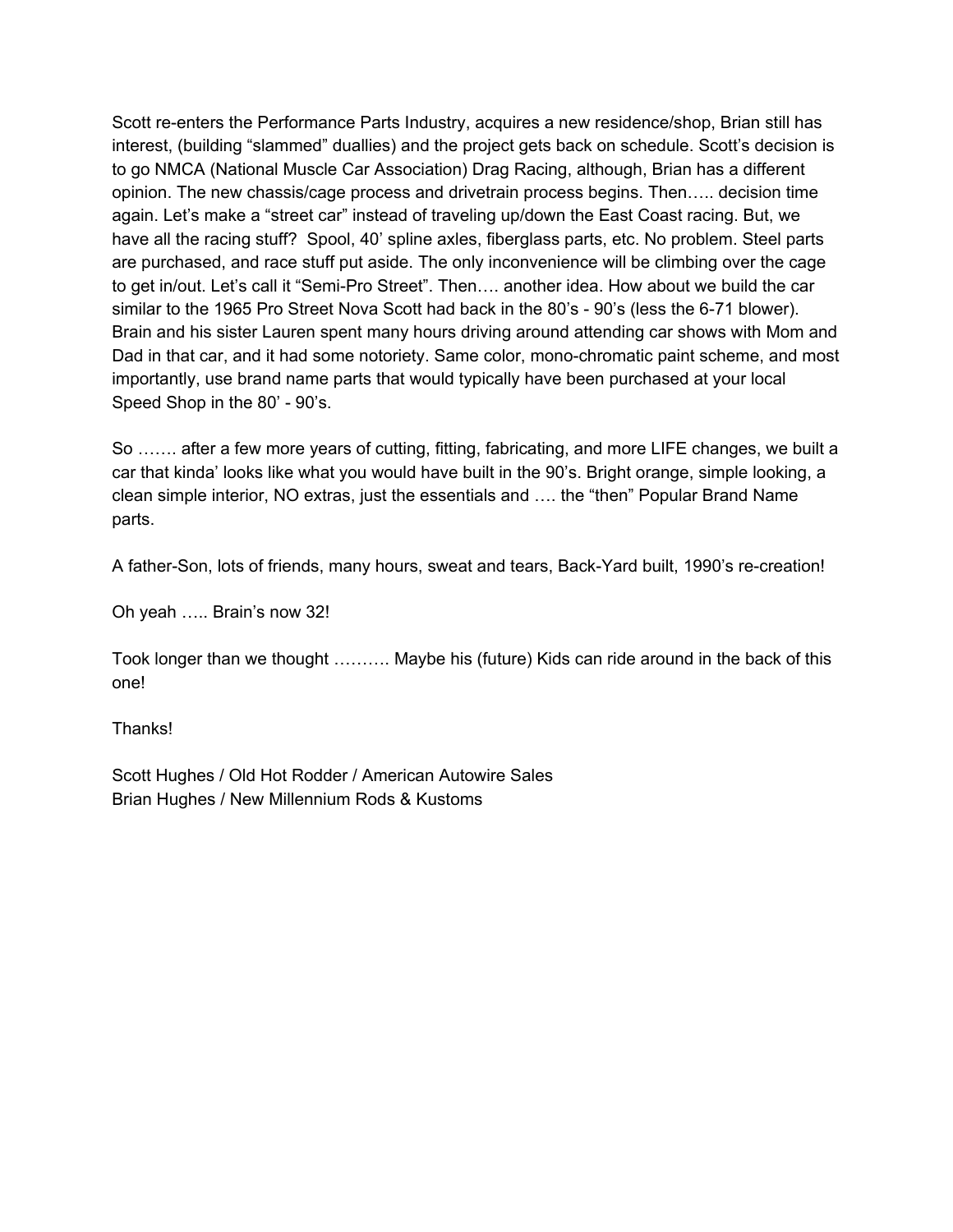Scott re-enters the Performance Parts Industry, acquires a new residence/shop, Brian still has interest, (building “slammed” duallies) and the project gets back on schedule. Scott’s decision is to go NMCA (National Muscle Car Association) Drag Racing, although, Brian has a different opinion. The new chassis/cage process and drivetrain process begins. Then….. decision time again. Let’s make a “street car” instead of traveling up/down the East Coast racing. But, we have all the racing stuff? Spool, 40’ spline axles, fiberglass parts, etc. No problem. Steel parts are purchased, and race stuff put aside. The only inconvenience will be climbing over the cage to get in/out. Let’s call it “Semi-Pro Street”. Then…. another idea. How about we build the car similar to the 1965 Pro Street Nova Scott had back in the 80’s - 90’s (less the 6-71 blower). Brain and his sister Lauren spent many hours driving around attending car shows with Mom and Dad in that car, and it had some notoriety. Same color, mono-chromatic paint scheme, and most importantly, use brand name parts that would typically have been purchased at your local Speed Shop in the 80’ - 90’s.

So ……. after a few more years of cutting, fitting, fabricating, and more LIFE changes, we built a car that kinda’ looks like what you would have built in the 90’s. Bright orange, simple looking, a clean simple interior, NO extras, just the essentials and …. the “then” Popular Brand Name parts.

A father-Son, lots of friends, many hours, sweat and tears, Back-Yard built, 1990’s re-creation!

Oh yeah ….. Brain’s now 32!

Took longer than we thought ………. Maybe his (future) Kids can ride around in the back of this one!

Thanks!

Scott Hughes / Old Hot Rodder / American Autowire Sales
Brian Hughes / New Millennium Rods & Kustoms